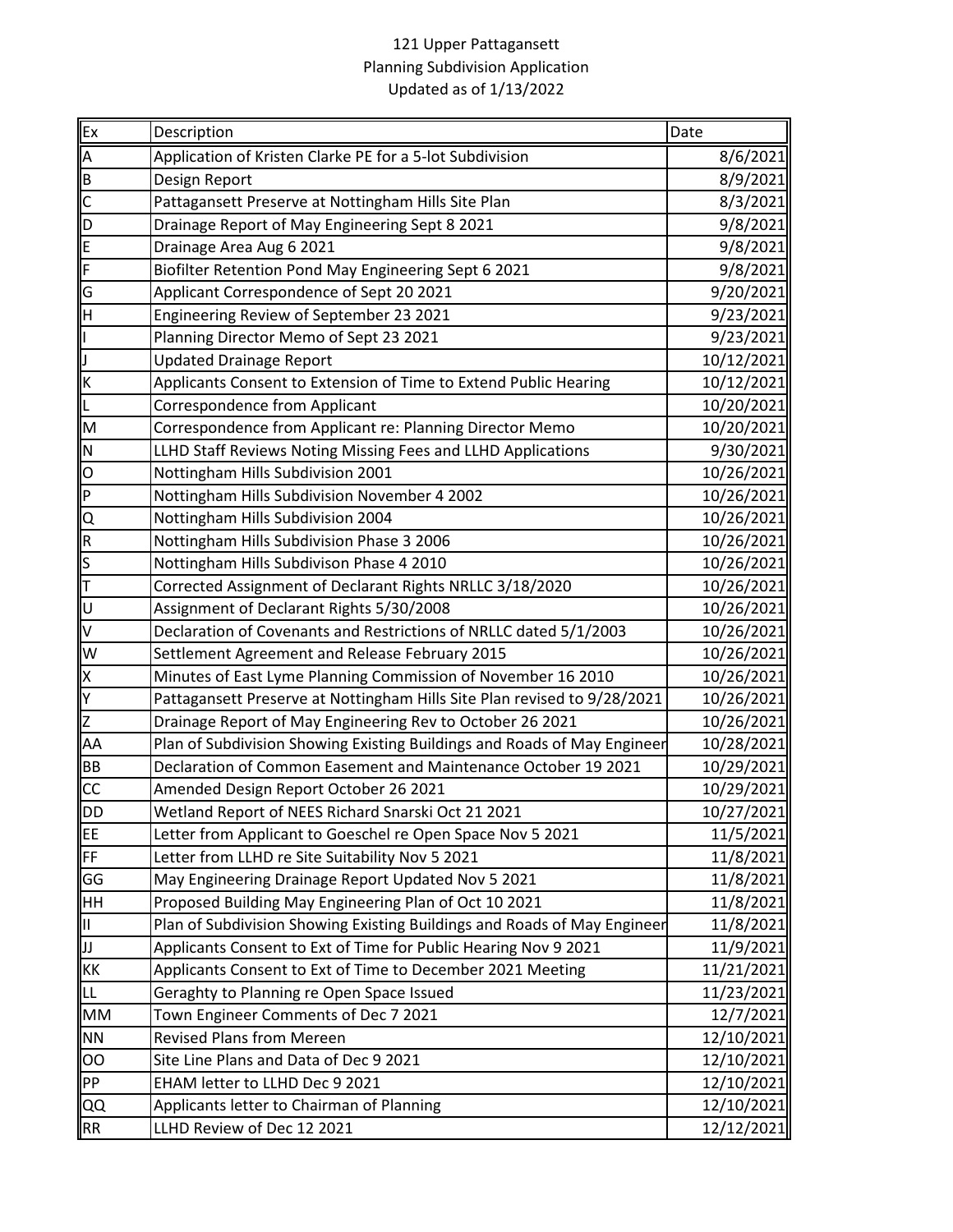121 Upper Pattagansett
Planning Subdivision Application
Updated as of 1/13/2022

| Ex | Description | Date |
| --- | --- | --- |
| A | Application of Kristen Clarke PE for a 5-lot Subdivision | 8/6/2021 |
| B | Design Report | 8/9/2021 |
| C | Pattagansett Preserve at Nottingham Hills Site Plan | 8/3/2021 |
| D | Drainage Report of May Engineering Sept 8 2021 | 9/8/2021 |
| E | Drainage Area Aug 6 2021 | 9/8/2021 |
| F | Biofilter Retention Pond May Engineering Sept 6 2021 | 9/8/2021 |
| G | Applicant Correspondence of Sept 20 2021 | 9/20/2021 |
| H | Engineering Review of September 23 2021 | 9/23/2021 |
| I | Planning Director Memo of Sept 23 2021 | 9/23/2021 |
| J | Updated Drainage Report | 10/12/2021 |
| K | Applicants Consent to Extension of Time to Extend Public Hearing | 10/12/2021 |
| L | Correspondence from Applicant | 10/20/2021 |
| M | Correspondence from Applicant re: Planning Director Memo | 10/20/2021 |
| N | LLHD Staff Reviews Noting Missing Fees and LLHD Applications | 9/30/2021 |
| O | Nottingham Hills Subdivision 2001 | 10/26/2021 |
| P | Nottingham Hills Subdivision November 4 2002 | 10/26/2021 |
| Q | Nottingham Hills Subdivision 2004 | 10/26/2021 |
| R | Nottingham Hills Subdivision Phase 3 2006 | 10/26/2021 |
| S | Nottingham Hills Subdivison Phase 4 2010 | 10/26/2021 |
| T | Corrected Assignment of Declarant Rights NRLLC 3/18/2020 | 10/26/2021 |
| U | Assignment of Declarant Rights 5/30/2008 | 10/26/2021 |
| V | Declaration of Covenants and Restrictions of NRLLC dated 5/1/2003 | 10/26/2021 |
| W | Settlement Agreement and Release February 2015 | 10/26/2021 |
| X | Minutes of East Lyme Planning Commission of November 16 2010 | 10/26/2021 |
| Y | Pattagansett Preserve at Nottingham Hills Site Plan revised to 9/28/2021 | 10/26/2021 |
| Z | Drainage Report of May Engineering Rev to October 26 2021 | 10/26/2021 |
| AA | Plan of Subdivision Showing Existing Buildings and Roads of May Engineer | 10/28/2021 |
| BB | Declaration of Common Easement and Maintenance October 19 2021 | 10/29/2021 |
| CC | Amended Design Report October 26 2021 | 10/29/2021 |
| DD | Wetland Report of NEES Richard Snarski Oct 21 2021 | 10/27/2021 |
| EE | Letter from Applicant to Goeschel re Open Space Nov 5 2021 | 11/5/2021 |
| FF | Letter from LLHD re Site Suitability Nov 5 2021 | 11/8/2021 |
| GG | May Engineering Drainage Report Updated Nov 5 2021 | 11/8/2021 |
| HH | Proposed Building May Engineering Plan of Oct 10 2021 | 11/8/2021 |
| II | Plan of Subdivision Showing Existing Buildings and Roads of May Engineer | 11/8/2021 |
| JJ | Applicants Consent to Ext of Time for Public Hearing Nov 9 2021 | 11/9/2021 |
| KK | Applicants Consent to Ext of Time to December 2021 Meeting | 11/21/2021 |
| LL | Geraghty to Planning re Open Space Issued | 11/23/2021 |
| MM | Town Engineer Comments of Dec 7 2021 | 12/7/2021 |
| NN | Revised Plans from Mereen | 12/10/2021 |
| OO | Site Line Plans and Data of Dec 9 2021 | 12/10/2021 |
| PP | EHAM letter to LLHD Dec 9 2021 | 12/10/2021 |
| QQ | Applicants letter to Chairman of Planning | 12/10/2021 |
| RR | LLHD Review of Dec 12 2021 | 12/12/2021 |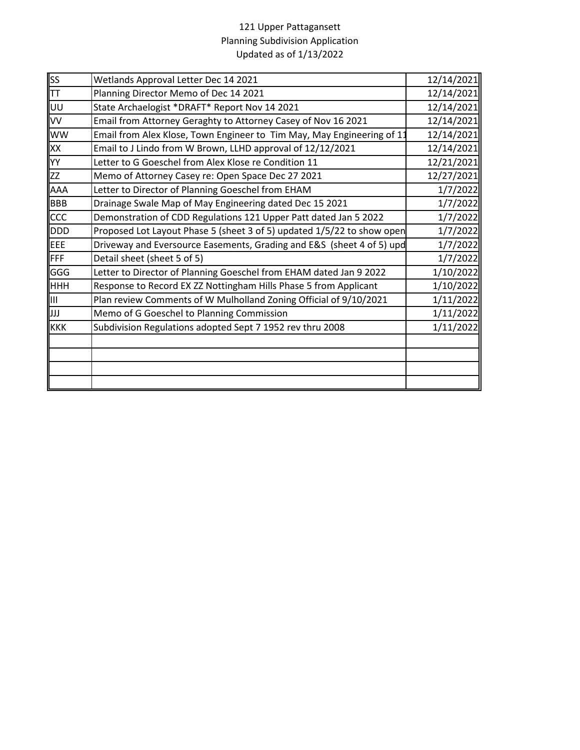121 Upper Pattagansett

Planning Subdivision Application

Updated as of 1/13/2022

| | | |
|---|---|---|
| SS | Wetlands Approval Letter Dec 14 2021 | 12/14/2021 |
| TT | Planning Director Memo of Dec 14 2021 | 12/14/2021 |
| UU | State Archaelogist *DRAFT* Report Nov 14 2021 | 12/14/2021 |
| VV | Email from Attorney Geraghty to Attorney Casey of Nov 16 2021 | 12/14/2021 |
| WW | Email from Alex Klose, Town Engineer to Tim May, May Engineering of 11 | 12/14/2021 |
| XX | Email to J Lindo from W Brown, LLHD approval of 12/12/2021 | 12/14/2021 |
| YY | Letter to G Goeschel from Alex Klose re Condition 11 | 12/21/2021 |
| ZZ | Memo of Attorney Casey re: Open Space Dec 27 2021 | 12/27/2021 |
| AAA | Letter to Director of Planning Goeschel from EHAM | 1/7/2022 |
| BBB | Drainage Swale Map of May Engineering dated Dec 15 2021 | 1/7/2022 |
| CCC | Demonstration of CDD Regulations 121 Upper Patt dated Jan 5 2022 | 1/7/2022 |
| DDD | Proposed Lot Layout Phase 5 (sheet 3 of 5) updated 1/5/22 to show open | 1/7/2022 |
| EEE | Driveway and Eversource Easements, Grading and E&S (sheet 4 of 5) upd | 1/7/2022 |
| FFF | Detail sheet (sheet 5 of 5) | 1/7/2022 |
| GGG | Letter to Director of Planning Goeschel from EHAM dated Jan 9 2022 | 1/10/2022 |
| HHH | Response to Record EX ZZ Nottingham Hills Phase 5 from Applicant | 1/10/2022 |
| III | Plan review Comments of W Mulholland Zoning Official of 9/10/2021 | 1/11/2022 |
| JJJ | Memo of G Goeschel to Planning Commission | 1/11/2022 |
| KKK | Subdivision Regulations adopted Sept 7 1952 rev thru 2008 | 1/11/2022 |
| | | |
| | | |
| | | |
| | | |